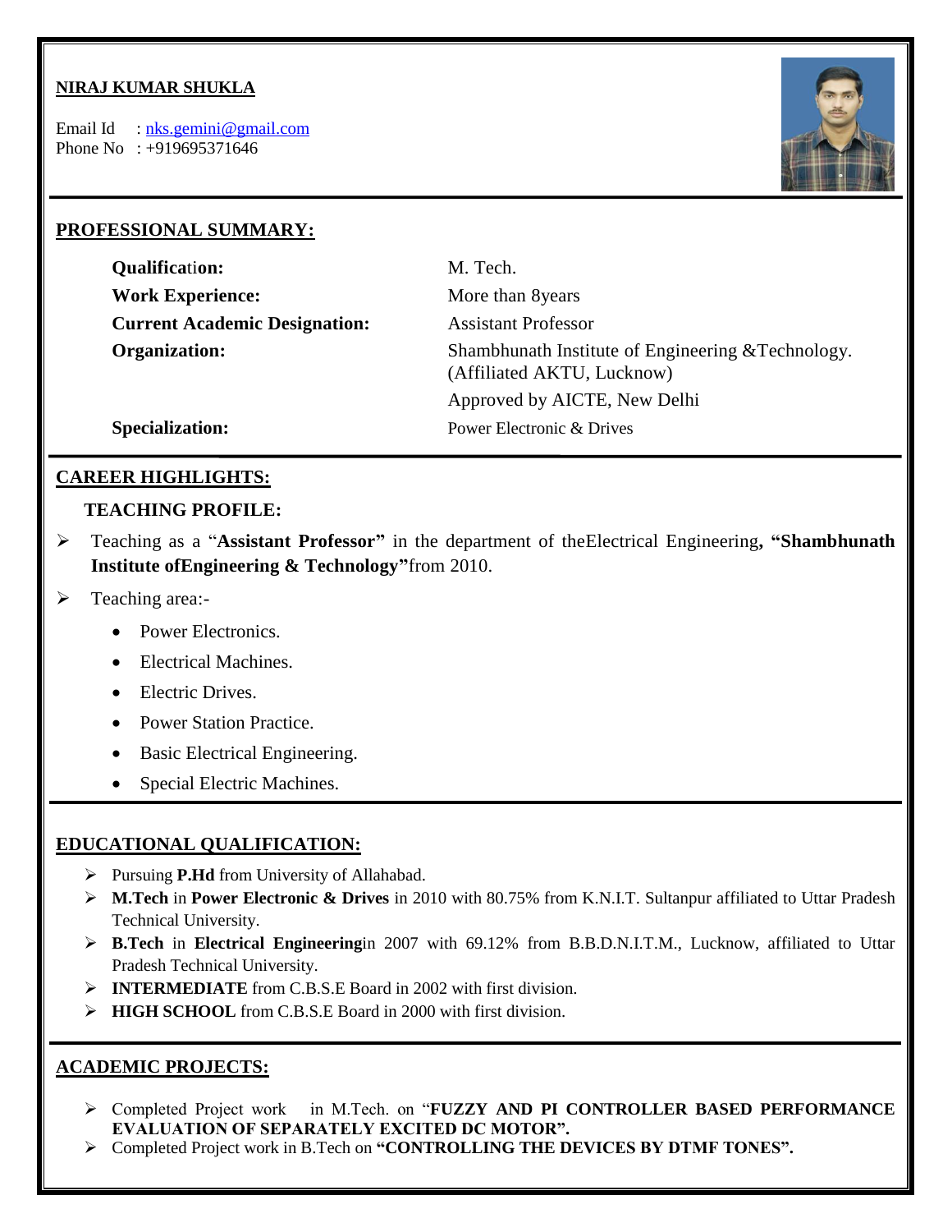**NIRAJ KUMAR SHUKLA**

Email Id : nks.gemini@gmail.com
Phone No : +919695371646

## PROFESSIONAL SUMMARY:

| | |
|---|---|
| **Qualification:** | M. Tech. |
| **Work Experience:** | More than 8years |
| **Current Academic Designation:** | Assistant Professor |
| **Organization:** | Shambhunath Institute of Engineering &Technology. (Affiliated AKTU, Lucknow) Approved by AICTE, New Delhi |
| **Specialization:** | Power Electronic & Drives |

## CAREER HIGHLIGHTS:

### TEACHING PROFILE:

- Teaching as a "**Assistant Professor"** in the department of theElectrical Engineering**, "Shambhunath Institute ofEngineering & Technology"**from 2010.
- Teaching area:-
  - Power Electronics.
  - Electrical Machines.
  - Electric Drives.
  - Power Station Practice.
  - Basic Electrical Engineering.
  - Special Electric Machines.

## EDUCATIONAL QUALIFICATION:

- Pursuing **P.Hd** from University of Allahabad.
- **M.Tech** in **Power Electronic & Drives** in 2010 with 80.75% from K.N.I.T. Sultanpur affiliated to Uttar Pradesh Technical University.
- **B.Tech** in **Electrical Engineering**in 2007 with 69.12% from B.B.D.N.I.T.M., Lucknow, affiliated to Uttar Pradesh Technical University.
- **INTERMEDIATE** from C.B.S.E Board in 2002 with first division.
- **HIGH SCHOOL** from C.B.S.E Board in 2000 with first division.

## ACADEMIC PROJECTS:

- Completed Project work in M.Tech. on "**FUZZY AND PI CONTROLLER BASED PERFORMANCE EVALUATION OF SEPARATELY EXCITED DC MOTOR".**
- Completed Project work in B.Tech on **"CONTROLLING THE DEVICES BY DTMF TONES".**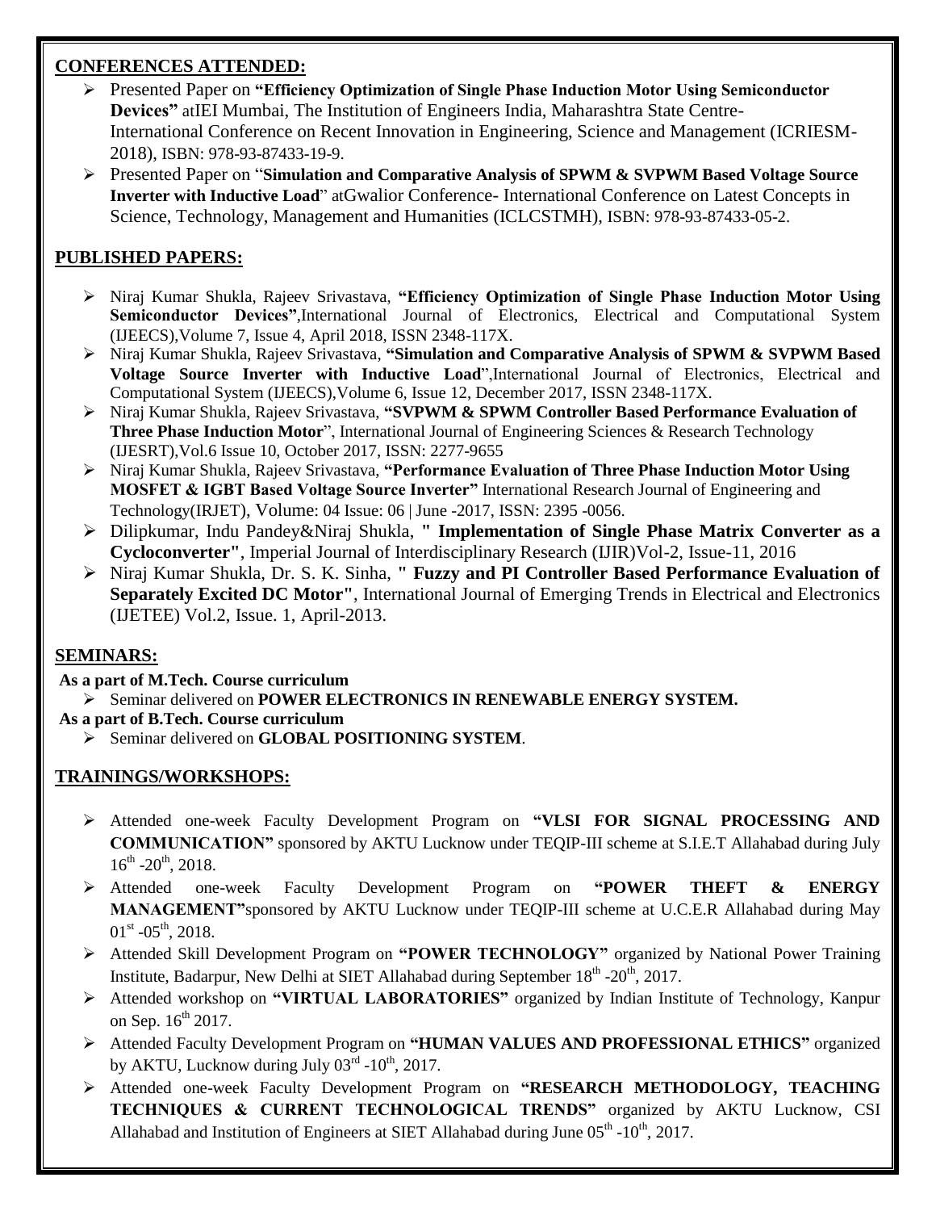## CONFERENCES ATTENDED:

- Presented Paper on **"Efficiency Optimization of Single Phase Induction Motor Using Semiconductor Devices"** atIEI Mumbai, The Institution of Engineers India, Maharashtra State Centre- International Conference on Recent Innovation in Engineering, Science and Management (ICRIESM-2018), ISBN: 978-93-87433-19-9.
- Presented Paper on "**Simulation and Comparative Analysis of SPWM & SVPWM Based Voltage Source Inverter with Inductive Load**" atGwalior Conference- International Conference on Latest Concepts in Science, Technology, Management and Humanities (ICLCSTMH), ISBN: 978-93-87433-05-2.

## PUBLISHED PAPERS:

- Niraj Kumar Shukla, Rajeev Srivastava, **"Efficiency Optimization of Single Phase Induction Motor Using Semiconductor Devices"**,International Journal of Electronics, Electrical and Computational System (IJEECS),Volume 7, Issue 4, April 2018, ISSN 2348-117X.
- Niraj Kumar Shukla, Rajeev Srivastava, **"Simulation and Comparative Analysis of SPWM & SVPWM Based Voltage Source Inverter with Inductive Load**",International Journal of Electronics, Electrical and Computational System (IJEECS),Volume 6, Issue 12, December 2017, ISSN 2348-117X.
- Niraj Kumar Shukla, Rajeev Srivastava, **"SVPWM & SPWM Controller Based Performance Evaluation of Three Phase Induction Motor**", International Journal of Engineering Sciences & Research Technology (IJESRT),Vol.6 Issue 10, October 2017, ISSN: 2277-9655
- Niraj Kumar Shukla, Rajeev Srivastava, **"Performance Evaluation of Three Phase Induction Motor Using MOSFET & IGBT Based Voltage Source Inverter"** International Research Journal of Engineering and Technology(IRJET), Volume: 04 Issue: 06 | June -2017, ISSN: 2395 -0056.
- Dilipkumar, Indu Pandey&Niraj Shukla, **" Implementation of Single Phase Matrix Converter as a Cycloconverter"**, Imperial Journal of Interdisciplinary Research (IJIR)Vol-2, Issue-11, 2016
- Niraj Kumar Shukla, Dr. S. K. Sinha, **" Fuzzy and PI Controller Based Performance Evaluation of Separately Excited DC Motor"**, International Journal of Emerging Trends in Electrical and Electronics (IJETEE) Vol.2, Issue. 1, April-2013.

## SEMINARS:

**As a part of M.Tech. Course curriculum**

- Seminar delivered on **POWER ELECTRONICS IN RENEWABLE ENERGY SYSTEM.**

**As a part of B.Tech. Course curriculum**

- Seminar delivered on **GLOBAL POSITIONING SYSTEM**.

## TRAININGS/WORKSHOPS:

- Attended one-week Faculty Development Program on **"VLSI FOR SIGNAL PROCESSING AND COMMUNICATION"** sponsored by AKTU Lucknow under TEQIP-III scheme at S.I.E.T Allahabad during July 16th -20th, 2018.
- Attended one-week Faculty Development Program on **"POWER THEFT & ENERGY MANAGEMENT"**sponsored by AKTU Lucknow under TEQIP-III scheme at U.C.E.R Allahabad during May 01st -05th, 2018.
- Attended Skill Development Program on **"POWER TECHNOLOGY"** organized by National Power Training Institute, Badarpur, New Delhi at SIET Allahabad during September 18th -20th, 2017.
- Attended workshop on **"VIRTUAL LABORATORIES"** organized by Indian Institute of Technology, Kanpur on Sep. 16th 2017.
- Attended Faculty Development Program on **"HUMAN VALUES AND PROFESSIONAL ETHICS"** organized by AKTU, Lucknow during July 03rd -10th, 2017.
- Attended one-week Faculty Development Program on **"RESEARCH METHODOLOGY, TEACHING TECHNIQUES & CURRENT TECHNOLOGICAL TRENDS"** organized by AKTU Lucknow, CSI Allahabad and Institution of Engineers at SIET Allahabad during June 05th -10th, 2017.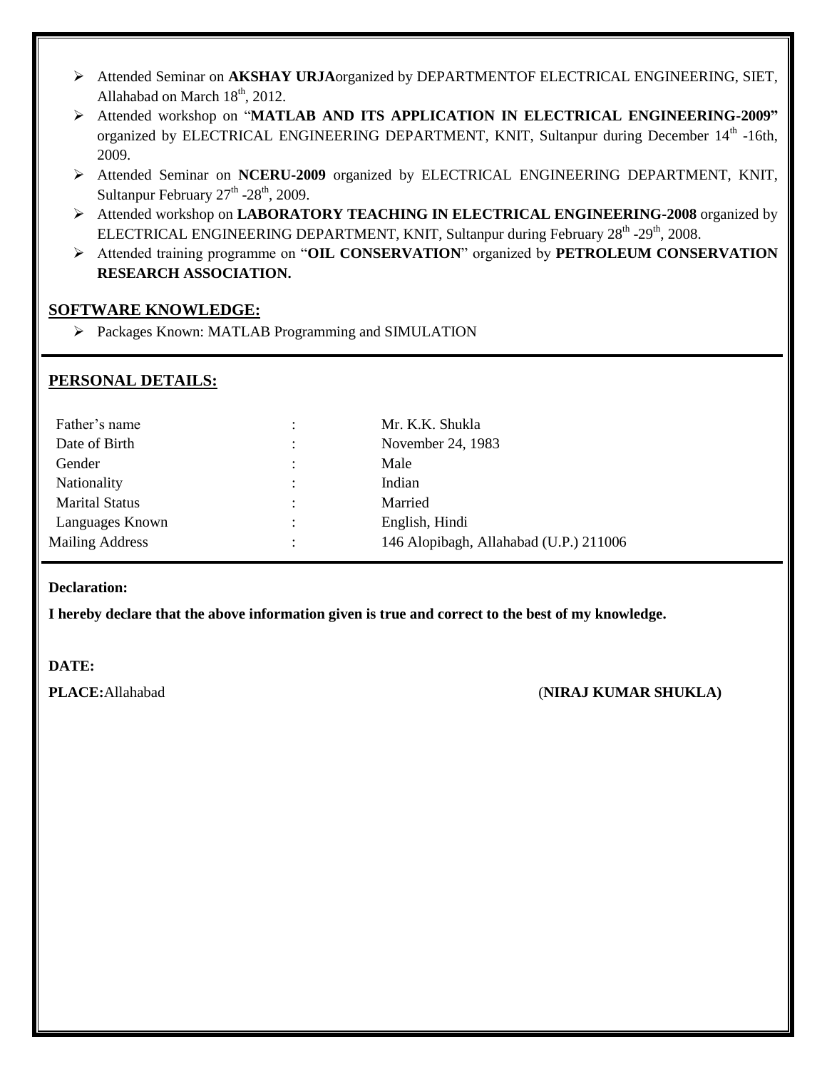- Attended Seminar on **AKSHAY URJA**organized by DEPARTMENTOF ELECTRICAL ENGINEERING, SIET, Allahabad on March 18th, 2012.
- Attended workshop on "**MATLAB AND ITS APPLICATION IN ELECTRICAL ENGINEERING-2009"** organized by ELECTRICAL ENGINEERING DEPARTMENT, KNIT, Sultanpur during December 14th -16th, 2009.
- Attended Seminar on **NCERU-2009** organized by ELECTRICAL ENGINEERING DEPARTMENT, KNIT, Sultanpur February 27th -28th, 2009.
- Attended workshop on **LABORATORY TEACHING IN ELECTRICAL ENGINEERING-2008** organized by ELECTRICAL ENGINEERING DEPARTMENT, KNIT, Sultanpur during February 28th -29th, 2008.
- Attended training programme on "**OIL CONSERVATION**" organized by **PETROLEUM CONSERVATION RESEARCH ASSOCIATION.**

## SOFTWARE KNOWLEDGE:

- Packages Known: MATLAB Programming and SIMULATION

## PERSONAL DETAILS:

| | | |
|---|---|---|
| Father's name | : | Mr. K.K. Shukla |
| Date of Birth | : | November 24, 1983 |
| Gender | : | Male |
| Nationality | : | Indian |
| Marital Status | : | Married |
| Languages Known | : | English, Hindi |
| Mailing Address | : | 146 Alopibagh, Allahabad (U.P.) 211006 |

**Declaration:**

**I hereby declare that the above information given is true and correct to the best of my knowledge.**

**DATE:**

**PLACE:**Allahabad (**NIRAJ KUMAR SHUKLA)**